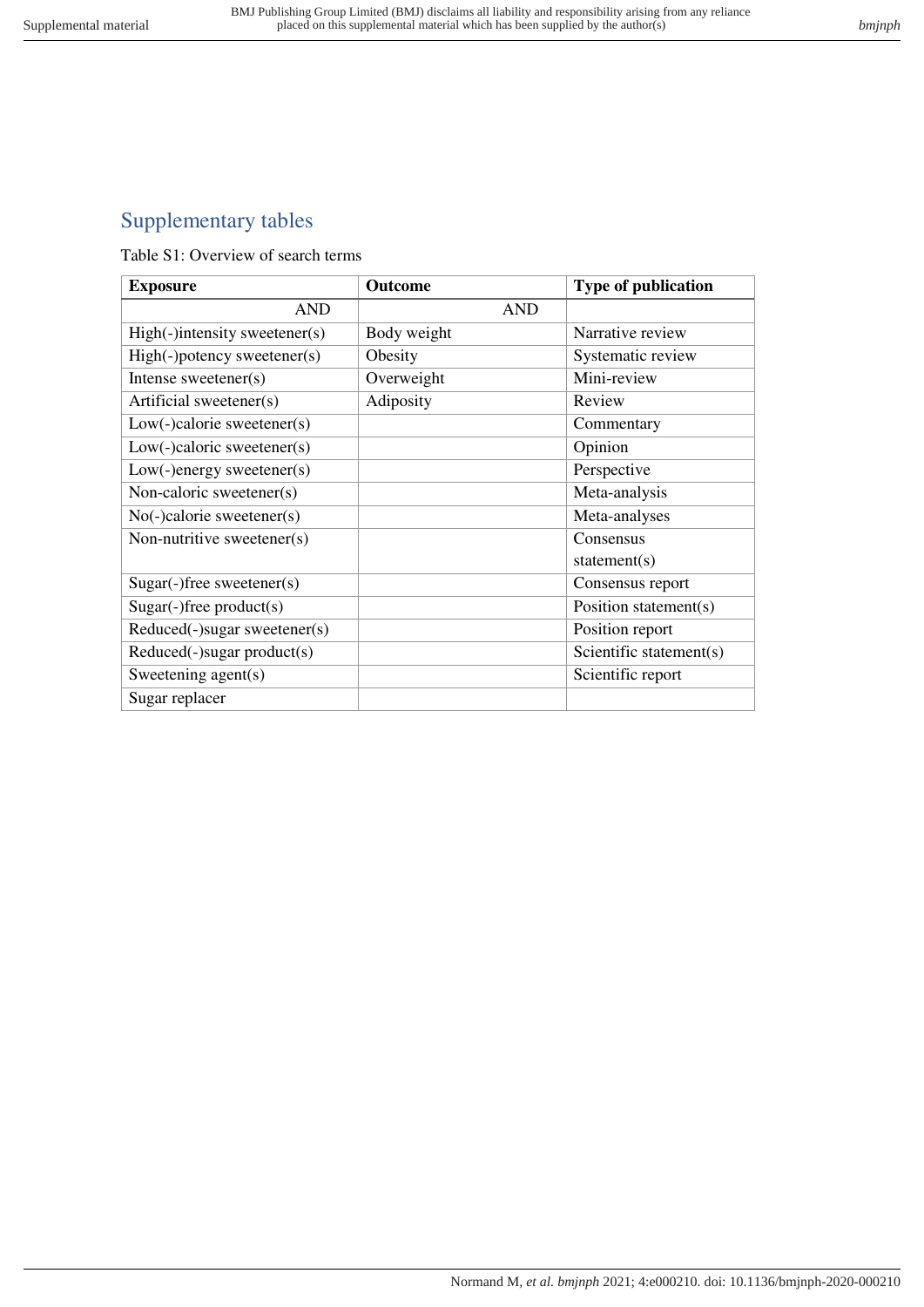## Supplementary tables

Table S1: Overview of search terms

| Exposure | Outcome | Type of publication |
|---|---|---|
| AND | AND | |
| High(-)intensity sweetener(s) | Body weight | Narrative review |
| High(-)potency sweetener(s) | Obesity | Systematic review |
| Intense sweetener(s) | Overweight | Mini-review |
| Artificial sweetener(s) | Adiposity | Review |
| Low(-)calorie sweetener(s) | | Commentary |
| Low(-)caloric sweetener(s) | | Opinion |
| Low(-)energy sweetener(s) | | Perspective |
| Non-caloric sweetener(s) | | Meta-analysis |
| No(-)calorie sweetener(s) | | Meta-analyses |
| Non-nutritive sweetener(s) | | Consensus statement(s) |
| Sugar(-)free sweetener(s) | | Consensus report |
| Sugar(-)free product(s) | | Position statement(s) |
| Reduced(-)sugar sweetener(s) | | Position report |
| Reduced(-)sugar product(s) | | Scientific statement(s) |
| Sweetening agent(s) | | Scientific report |
| Sugar replacer | | |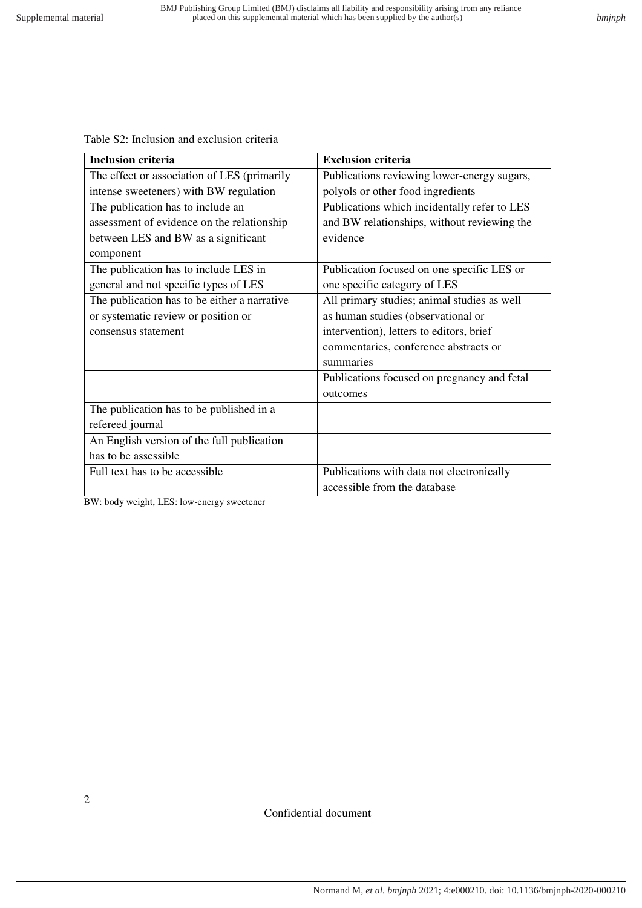Table S2: Inclusion and exclusion criteria

| Inclusion criteria | Exclusion criteria |
|---|---|
| The effect or association of LES (primarily intense sweeteners) with BW regulation | Publications reviewing lower-energy sugars, polyols or other food ingredients |
| The publication has to include an assessment of evidence on the relationship between LES and BW as a significant component | Publications which incidentally refer to LES and BW relationships, without reviewing the evidence |
| The publication has to include LES in general and not specific types of LES | Publication focused on one specific LES or one specific category of LES |
| The publication has to be either a narrative or systematic review or position or consensus statement | All primary studies; animal studies as well as human studies (observational or intervention), letters to editors, brief commentaries, conference abstracts or summaries |
| | Publications focused on pregnancy and fetal outcomes |
| The publication has to be published in a refereed journal | |
| An English version of the full publication has to be assessible | |
| Full text has to be accessible | Publications with data not electronically accessible from the database |

BW: body weight, LES: low-energy sweetener

Confidential document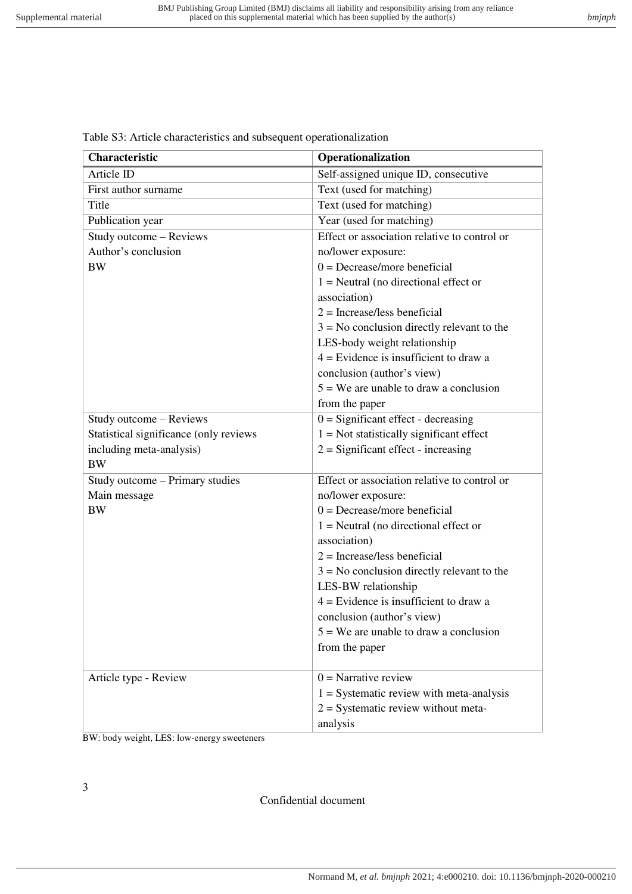Table S3: Article characteristics and subsequent operationalization

| Characteristic | Operationalization |
| --- | --- |
| Article ID | Self-assigned unique ID, consecutive |
| First author surname | Text (used for matching) |
| Title | Text (used for matching) |
| Publication year | Year (used for matching) |
| Study outcome – Reviews<br>Author's conclusion<br>BW | Effect or association relative to control or no/lower exposure:<br>0 = Decrease/more beneficial<br>1 = Neutral (no directional effect or association)<br>2 = Increase/less beneficial<br>3 = No conclusion directly relevant to the LES-body weight relationship<br>4 = Evidence is insufficient to draw a conclusion (author's view)<br>5 = We are unable to draw a conclusion from the paper |
| Study outcome – Reviews<br>Statistical significance (only reviews including meta-analysis)<br>BW | 0 = Significant effect - decreasing<br>1 = Not statistically significant effect<br>2 = Significant effect - increasing |
| Study outcome – Primary studies<br>Main message<br>BW | Effect or association relative to control or no/lower exposure:<br>0 = Decrease/more beneficial<br>1 = Neutral (no directional effect or association)<br>2 = Increase/less beneficial<br>3 = No conclusion directly relevant to the LES-BW relationship<br>4 = Evidence is insufficient to draw a conclusion (author's view)<br>5 = We are unable to draw a conclusion from the paper |
| Article type - Review | 0 = Narrative review<br>1 = Systematic review with meta-analysis<br>2 = Systematic review without meta-analysis |

BW: body weight, LES: low-energy sweeteners

Confidential document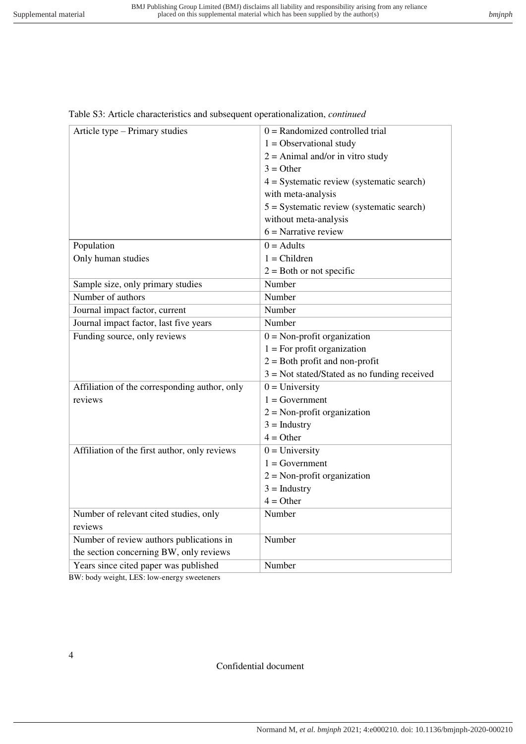Table S3: Article characteristics and subsequent operationalization, *continued*

| | |
|---|---|
| Article type – Primary studies | 0 = Randomized controlled trial<br>1 = Observational study<br>2 = Animal and/or in vitro study<br>3 = Other<br>4 = Systematic review (systematic search) with meta-analysis<br>5 = Systematic review (systematic search) without meta-analysis<br>6 = Narrative review |
| Population<br>Only human studies | 0 = Adults<br>1 = Children<br>2 = Both or not specific |
| Sample size, only primary studies | Number |
| Number of authors | Number |
| Journal impact factor, current | Number |
| Journal impact factor, last five years | Number |
| Funding source, only reviews | 0 = Non-profit organization<br>1 = For profit organization<br>2 = Both profit and non-profit<br>3 = Not stated/Stated as no funding received |
| Affiliation of the corresponding author, only reviews | 0 = University<br>1 = Government<br>2 = Non-profit organization<br>3 = Industry<br>4 = Other |
| Affiliation of the first author, only reviews | 0 = University<br>1 = Government<br>2 = Non-profit organization<br>3 = Industry<br>4 = Other |
| Number of relevant cited studies, only reviews | Number |
| Number of review authors publications in the section concerning BW, only reviews | Number |
| Years since cited paper was published | Number |

BW: body weight, LES: low-energy sweeteners

Confidential document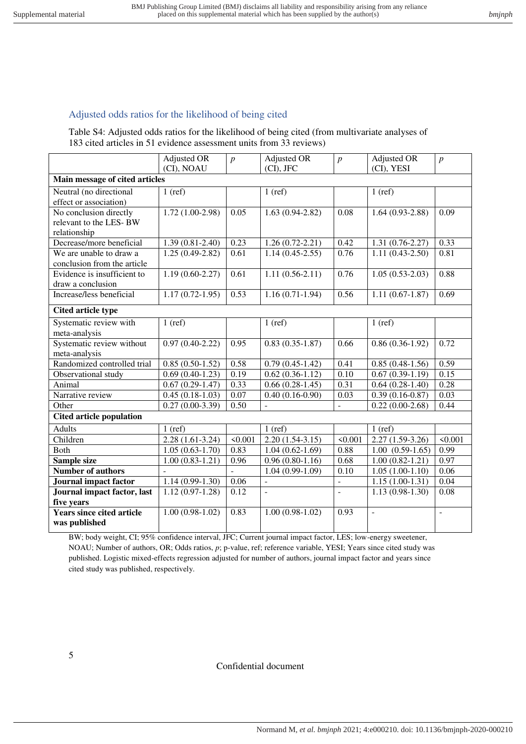## Adjusted odds ratios for the likelihood of being cited

Table S4: Adjusted odds ratios for the likelihood of being cited (from multivariate analyses of 183 cited articles in 51 evidence assessment units from 33 reviews)

| | Adjusted OR (CI), NOAU | *p* | Adjusted OR (CI), JFC | *p* | Adjusted OR (CI), YESI | *p* |
|---|---|---|---|---|---|---|
| **Main message of cited articles** | | | | | | |
| Neutral (no directional effect or association) | 1 (ref) | | 1 (ref) | | 1 (ref) | |
| No conclusion directly relevant to the LES- BW relationship | 1.72 (1.00-2.98) | 0.05 | 1.63 (0.94-2.82) | 0.08 | 1.64 (0.93-2.88) | 0.09 |
| Decrease/more beneficial | 1.39 (0.81-2.40) | 0.23 | 1.26 (0.72-2.21) | 0.42 | 1.31 (0.76-2.27) | 0.33 |
| We are unable to draw a conclusion from the article | 1.25 (0.49-2.82) | 0.61 | 1.14 (0.45-2.55) | 0.76 | 1.11 (0.43-2.50) | 0.81 |
| Evidence is insufficient to draw a conclusion | 1.19 (0.60-2.27) | 0.61 | 1.11 (0.56-2.11) | 0.76 | 1.05 (0.53-2.03) | 0.88 |
| Increase/less beneficial | 1.17 (0.72-1.95) | 0.53 | 1.16 (0.71-1.94) | 0.56 | 1.11 (0.67-1.87) | 0.69 |
| **Cited article type** | | | | | | |
| Systematic review with meta-analysis | 1 (ref) | | 1 (ref) | | 1 (ref) | |
| Systematic review without meta-analysis | 0.97 (0.40-2.22) | 0.95 | 0.83 (0.35-1.87) | 0.66 | 0.86 (0.36-1.92) | 0.72 |
| Randomized controlled trial | 0.85 (0.50-1.52) | 0.58 | 0.79 (0.45-1.42) | 0.41 | 0.85 (0.48-1.56) | 0.59 |
| Observational study | 0.69 (0.40-1.23) | 0.19 | 0.62 (0.36-1.12) | 0.10 | 0.67 (0.39-1.19) | 0.15 |
| Animal | 0.67 (0.29-1.47) | 0.33 | 0.66 (0.28-1.45) | 0.31 | 0.64 (0.28-1.40) | 0.28 |
| Narrative review | 0.45 (0.18-1.03) | 0.07 | 0.40 (0.16-0.90) | 0.03 | 0.39 (0.16-0.87) | 0.03 |
| Other | 0.27 (0.00-3.39) | 0.50 | - | - | 0.22 (0.00-2.68) | 0.44 |
| **Cited article population** | | | | | | |
| Adults | 1 (ref) | | 1 (ref) | | 1 (ref) | |
| Children | 2.28 (1.61-3.24) | <0.001 | 2.20 (1.54-3.15) | <0.001 | 2.27 (1.59-3.26) | <0.001 |
| Both | 1.05 (0.63-1.70) | 0.83 | 1.04 (0.62-1.69) | 0.88 | 1.00 (0.59-1.65) | 0.99 |
| **Sample size** | 1.00 (0.83-1.21) | 0.96 | 0.96 (0.80-1.16) | 0.68 | 1.00 (0.82-1.21) | 0.97 |
| **Number of authors** | - | - | 1.04 (0.99-1.09) | 0.10 | 1.05 (1.00-1.10) | 0.06 |
| **Journal impact factor** | 1.14 (0.99-1.30) | 0.06 | - | - | 1.15 (1.00-1.31) | 0.04 |
| **Journal impact factor, last five years** | 1.12 (0.97-1.28) | 0.12 | - | - | 1.13 (0.98-1.30) | 0.08 |
| **Years since cited article was published** | 1.00 (0.98-1.02) | 0.83 | 1.00 (0.98-1.02) | 0.93 | - | - |

BW; body weight, CI; 95% confidence interval, JFC; Current journal impact factor, LES; low-energy sweetener, NOAU; Number of authors, OR; Odds ratios, *p*; p-value, ref; reference variable, YESI; Years since cited study was published. Logistic mixed-effects regression adjusted for number of authors, journal impact factor and years since cited study was published, respectively.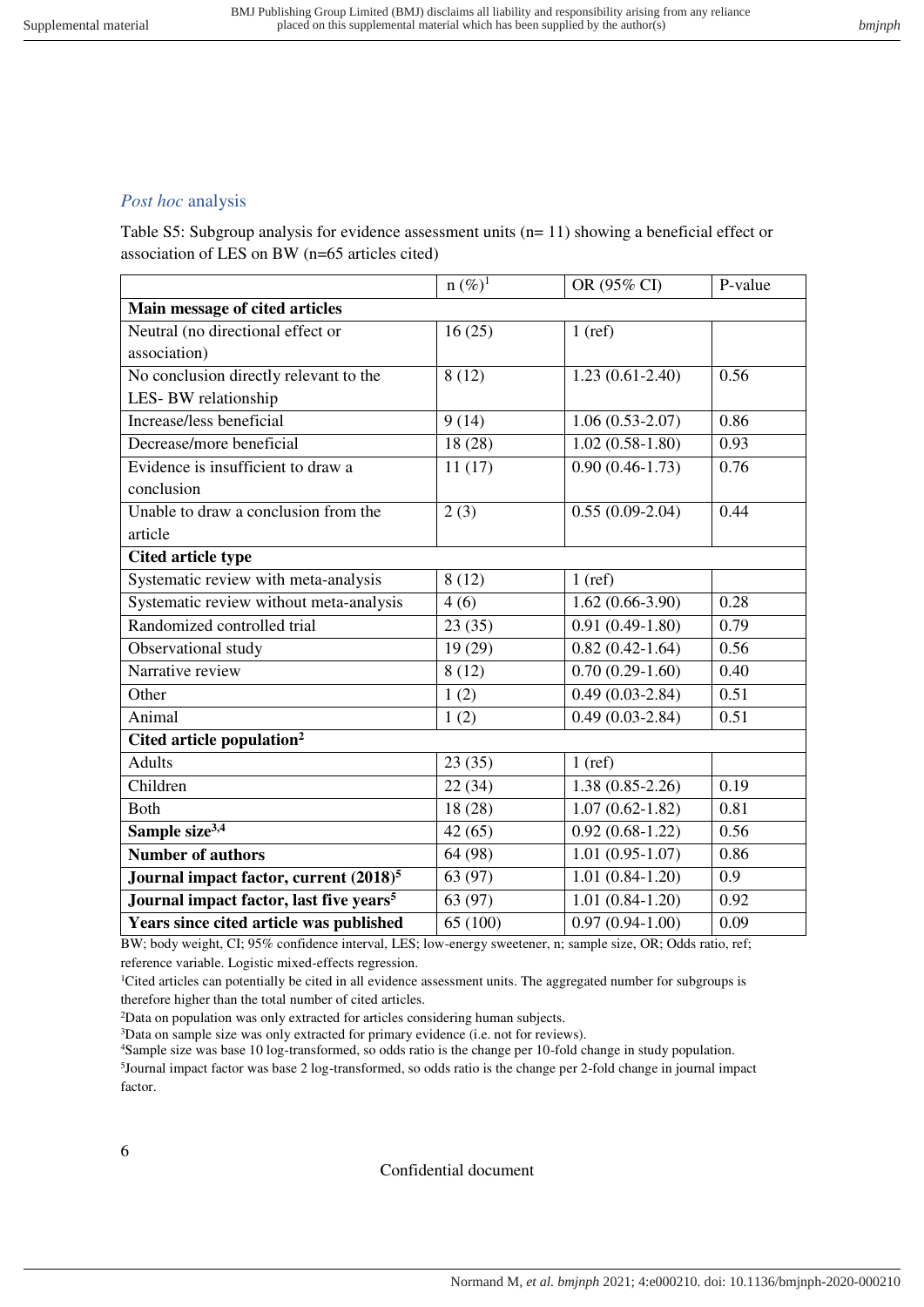## *Post hoc* analysis

Table S5: Subgroup analysis for evidence assessment units (n= 11) showing a beneficial effect or association of LES on BW (n=65 articles cited)

| | n (%)[1] | OR (95% CI) | P-value |
|---|---|---|---|
| **Main message of cited articles** | | | |
| Neutral (no directional effect or association) | 16 (25) | 1 (ref) | |
| No conclusion directly relevant to the LES- BW relationship | 8 (12) | 1.23 (0.61-2.40) | 0.56 |
| Increase/less beneficial | 9 (14) | 1.06 (0.53-2.07) | 0.86 |
| Decrease/more beneficial | 18 (28) | 1.02 (0.58-1.80) | 0.93 |
| Evidence is insufficient to draw a conclusion | 11 (17) | 0.90 (0.46-1.73) | 0.76 |
| Unable to draw a conclusion from the article | 2 (3) | 0.55 (0.09-2.04) | 0.44 |
| **Cited article type** | | | |
| Systematic review with meta-analysis | 8 (12) | 1 (ref) | |
| Systematic review without meta-analysis | 4 (6) | 1.62 (0.66-3.90) | 0.28 |
| Randomized controlled trial | 23 (35) | 0.91 (0.49-1.80) | 0.79 |
| Observational study | 19 (29) | 0.82 (0.42-1.64) | 0.56 |
| Narrative review | 8 (12) | 0.70 (0.29-1.60) | 0.40 |
| Other | 1 (2) | 0.49 (0.03-2.84) | 0.51 |
| Animal | 1 (2) | 0.49 (0.03-2.84) | 0.51 |
| **Cited article population[2]** | | | |
| Adults | 23 (35) | 1 (ref) | |
| Children | 22 (34) | 1.38 (0.85-2.26) | 0.19 |
| Both | 18 (28) | 1.07 (0.62-1.82) | 0.81 |
| **Sample size[3,4]** | 42 (65) | 0.92 (0.68-1.22) | 0.56 |
| **Number of authors** | 64 (98) | 1.01 (0.95-1.07) | 0.86 |
| **Journal impact factor, current (2018)[5]** | 63 (97) | 1.01 (0.84-1.20) | 0.9 |
| **Journal impact factor, last five years[5]** | 63 (97) | 1.01 (0.84-1.20) | 0.92 |
| **Years since cited article was published** | 65 (100) | 0.97 (0.94-1.00) | 0.09 |

BW; body weight, CI; 95% confidence interval, LES; low-energy sweetener, n; sample size, OR; Odds ratio, ref; reference variable. Logistic mixed-effects regression.

[1]Cited articles can potentially be cited in all evidence assessment units. The aggregated number for subgroups is therefore higher than the total number of cited articles.

[2]Data on population was only extracted for articles considering human subjects.

[3]Data on sample size was only extracted for primary evidence (i.e. not for reviews).

[4]Sample size was base 10 log-transformed, so odds ratio is the change per 10-fold change in study population.

[5]Journal impact factor was base 2 log-transformed, so odds ratio is the change per 2-fold change in journal impact factor.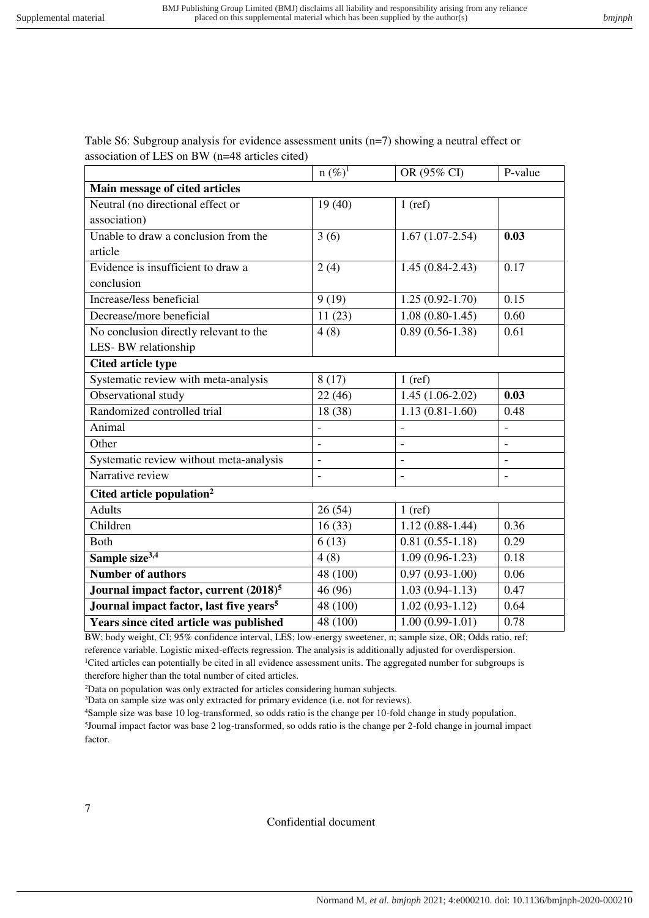Table S6: Subgroup analysis for evidence assessment units (n=7) showing a neutral effect or association of LES on BW (n=48 articles cited)

| | n (%)[1] | OR (95% CI) | P-value |
|---|---|---|---|
| **Main message of cited articles** | | | |
| Neutral (no directional effect or association) | 19 (40) | 1 (ref) | |
| Unable to draw a conclusion from the article | 3 (6) | 1.67 (1.07-2.54) | **0.03** |
| Evidence is insufficient to draw a conclusion | 2 (4) | 1.45 (0.84-2.43) | 0.17 |
| Increase/less beneficial | 9 (19) | 1.25 (0.92-1.70) | 0.15 |
| Decrease/more beneficial | 11 (23) | 1.08 (0.80-1.45) | 0.60 |
| No conclusion directly relevant to the LES- BW relationship | 4 (8) | 0.89 (0.56-1.38) | 0.61 |
| **Cited article type** | | | |
| Systematic review with meta-analysis | 8 (17) | 1 (ref) | |
| Observational study | 22 (46) | 1.45 (1.06-2.02) | **0.03** |
| Randomized controlled trial | 18 (38) | 1.13 (0.81-1.60) | 0.48 |
| Animal | - | - | - |
| Other | - | - | - |
| Systematic review without meta-analysis | - | - | - |
| Narrative review | - | - | - |
| **Cited article population[2]** | | | |
| Adults | 26 (54) | 1 (ref) | |
| Children | 16 (33) | 1.12 (0.88-1.44) | 0.36 |
| Both | 6 (13) | 0.81 (0.55-1.18) | 0.29 |
| **Sample size[3,4]** | 4 (8) | 1.09 (0.96-1.23) | 0.18 |
| **Number of authors** | 48 (100) | 0.97 (0.93-1.00) | 0.06 |
| **Journal impact factor, current (2018)[5]** | 46 (96) | 1.03 (0.94-1.13) | 0.47 |
| **Journal impact factor, last five years[5]** | 48 (100) | 1.02 (0.93-1.12) | 0.64 |
| **Years since cited article was published** | 48 (100) | 1.00 (0.99-1.01) | 0.78 |

BW; body weight, CI; 95% confidence interval, LES; low-energy sweetener, n; sample size, OR; Odds ratio, ref; reference variable. Logistic mixed-effects regression. The analysis is additionally adjusted for overdispersion.
[1]Cited articles can potentially be cited in all evidence assessment units. The aggregated number for subgroups is therefore higher than the total number of cited articles.
[2]Data on population was only extracted for articles considering human subjects.
[3]Data on sample size was only extracted for primary evidence (i.e. not for reviews).
[4]Sample size was base 10 log-transformed, so odds ratio is the change per 10-fold change in study population.
[5]Journal impact factor was base 2 log-transformed, so odds ratio is the change per 2-fold change in journal impact factor.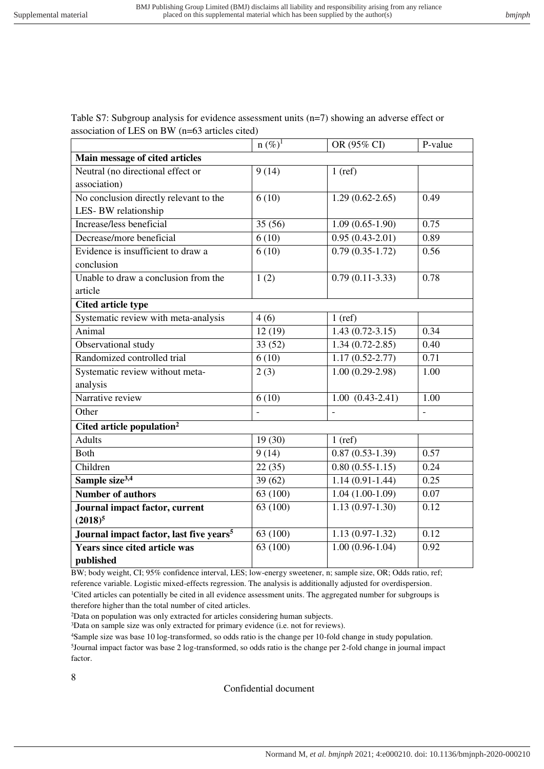Table S7: Subgroup analysis for evidence assessment units (n=7) showing an adverse effect or association of LES on BW (n=63 articles cited)

| | n (%)[1] | OR (95% CI) | P-value |
|---|---|---|---|
| **Main message of cited articles** | | | |
| Neutral (no directional effect or association) | 9 (14) | 1 (ref) | |
| No conclusion directly relevant to the LES- BW relationship | 6 (10) | 1.29 (0.62-2.65) | 0.49 |
| Increase/less beneficial | 35 (56) | 1.09 (0.65-1.90) | 0.75 |
| Decrease/more beneficial | 6 (10) | 0.95 (0.43-2.01) | 0.89 |
| Evidence is insufficient to draw a conclusion | 6 (10) | 0.79 (0.35-1.72) | 0.56 |
| Unable to draw a conclusion from the article | 1 (2) | 0.79 (0.11-3.33) | 0.78 |
| **Cited article type** | | | |
| Systematic review with meta-analysis | 4 (6) | 1 (ref) | |
| Animal | 12 (19) | 1.43 (0.72-3.15) | 0.34 |
| Observational study | 33 (52) | 1.34 (0.72-2.85) | 0.40 |
| Randomized controlled trial | 6 (10) | 1.17 (0.52-2.77) | 0.71 |
| Systematic review without meta-analysis | 2 (3) | 1.00 (0.29-2.98) | 1.00 |
| Narrative review | 6 (10) | 1.00 (0.43-2.41) | 1.00 |
| Other | - | - | - |
| **Cited article population[2]** | | | |
| Adults | 19 (30) | 1 (ref) | |
| Both | 9 (14) | 0.87 (0.53-1.39) | 0.57 |
| Children | 22 (35) | 0.80 (0.55-1.15) | 0.24 |
| **Sample size[3,4]** | 39 (62) | 1.14 (0.91-1.44) | 0.25 |
| **Number of authors** | 63 (100) | 1.04 (1.00-1.09) | 0.07 |
| **Journal impact factor, current (2018)[5]** | 63 (100) | 1.13 (0.97-1.30) | 0.12 |
| **Journal impact factor, last five years[5]** | 63 (100) | 1.13 (0.97-1.32) | 0.12 |
| **Years since cited article was published** | 63 (100) | 1.00 (0.96-1.04) | 0.92 |

BW; body weight, CI; 95% confidence interval, LES; low-energy sweetener, n; sample size, OR; Odds ratio, ref; reference variable. Logistic mixed-effects regression. The analysis is additionally adjusted for overdispersion.
[1]Cited articles can potentially be cited in all evidence assessment units. The aggregated number for subgroups is therefore higher than the total number of cited articles.
[2]Data on population was only extracted for articles considering human subjects.
[3]Data on sample size was only extracted for primary evidence (i.e. not for reviews).
[4]Sample size was base 10 log-transformed, so odds ratio is the change per 10-fold change in study population.
[5]Journal impact factor was base 2 log-transformed, so odds ratio is the change per 2-fold change in journal impact factor.

Confidential document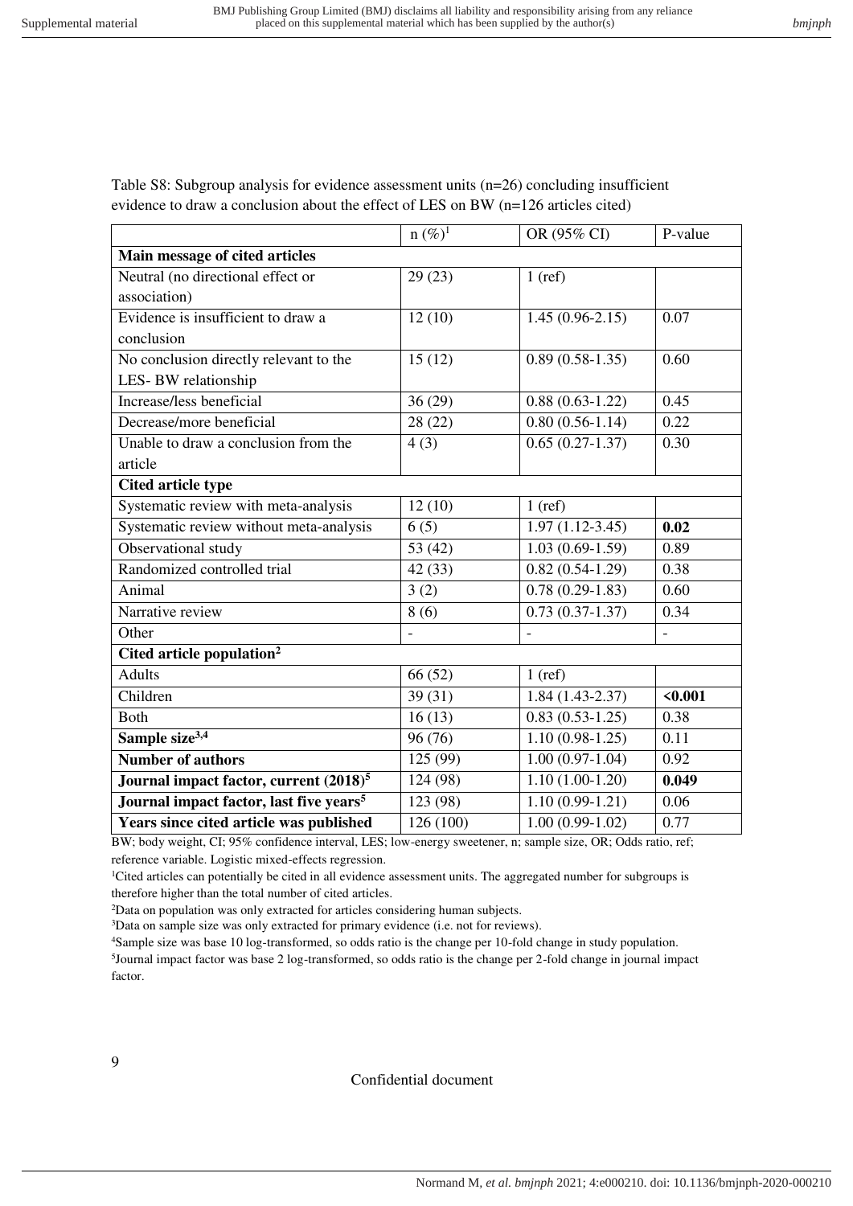Table S8: Subgroup analysis for evidence assessment units (n=26) concluding insufficient evidence to draw a conclusion about the effect of LES on BW (n=126 articles cited)

| | n (%)[1] | OR (95% CI) | P-value |
|---|---|---|---|
| **Main message of cited articles** | | | |
| Neutral (no directional effect or association) | 29 (23) | 1 (ref) | |
| Evidence is insufficient to draw a conclusion | 12 (10) | 1.45 (0.96-2.15) | 0.07 |
| No conclusion directly relevant to the LES- BW relationship | 15 (12) | 0.89 (0.58-1.35) | 0.60 |
| Increase/less beneficial | 36 (29) | 0.88 (0.63-1.22) | 0.45 |
| Decrease/more beneficial | 28 (22) | 0.80 (0.56-1.14) | 0.22 |
| Unable to draw a conclusion from the article | 4 (3) | 0.65 (0.27-1.37) | 0.30 |
| **Cited article type** | | | |
| Systematic review with meta-analysis | 12 (10) | 1 (ref) | |
| Systematic review without meta-analysis | 6 (5) | 1.97 (1.12-3.45) | **0.02** |
| Observational study | 53 (42) | 1.03 (0.69-1.59) | 0.89 |
| Randomized controlled trial | 42 (33) | 0.82 (0.54-1.29) | 0.38 |
| Animal | 3 (2) | 0.78 (0.29-1.83) | 0.60 |
| Narrative review | 8 (6) | 0.73 (0.37-1.37) | 0.34 |
| Other | - | - | - |
| **Cited article population[2]** | | | |
| Adults | 66 (52) | 1 (ref) | |
| Children | 39 (31) | 1.84 (1.43-2.37) | **<0.001** |
| Both | 16 (13) | 0.83 (0.53-1.25) | 0.38 |
| **Sample size[3,4]** | 96 (76) | 1.10 (0.98-1.25) | 0.11 |
| **Number of authors** | 125 (99) | 1.00 (0.97-1.04) | 0.92 |
| **Journal impact factor, current (2018)[5]** | 124 (98) | 1.10 (1.00-1.20) | **0.049** |
| **Journal impact factor, last five years[5]** | 123 (98) | 1.10 (0.99-1.21) | 0.06 |
| **Years since cited article was published** | 126 (100) | 1.00 (0.99-1.02) | 0.77 |

BW; body weight, CI; 95% confidence interval, LES; low-energy sweetener, n; sample size, OR; Odds ratio, ref; reference variable. Logistic mixed-effects regression.

[1]Cited articles can potentially be cited in all evidence assessment units. The aggregated number for subgroups is therefore higher than the total number of cited articles.

[2]Data on population was only extracted for articles considering human subjects.

[3]Data on sample size was only extracted for primary evidence (i.e. not for reviews).

[4]Sample size was base 10 log-transformed, so odds ratio is the change per 10-fold change in study population.

[5]Journal impact factor was base 2 log-transformed, so odds ratio is the change per 2-fold change in journal impact factor.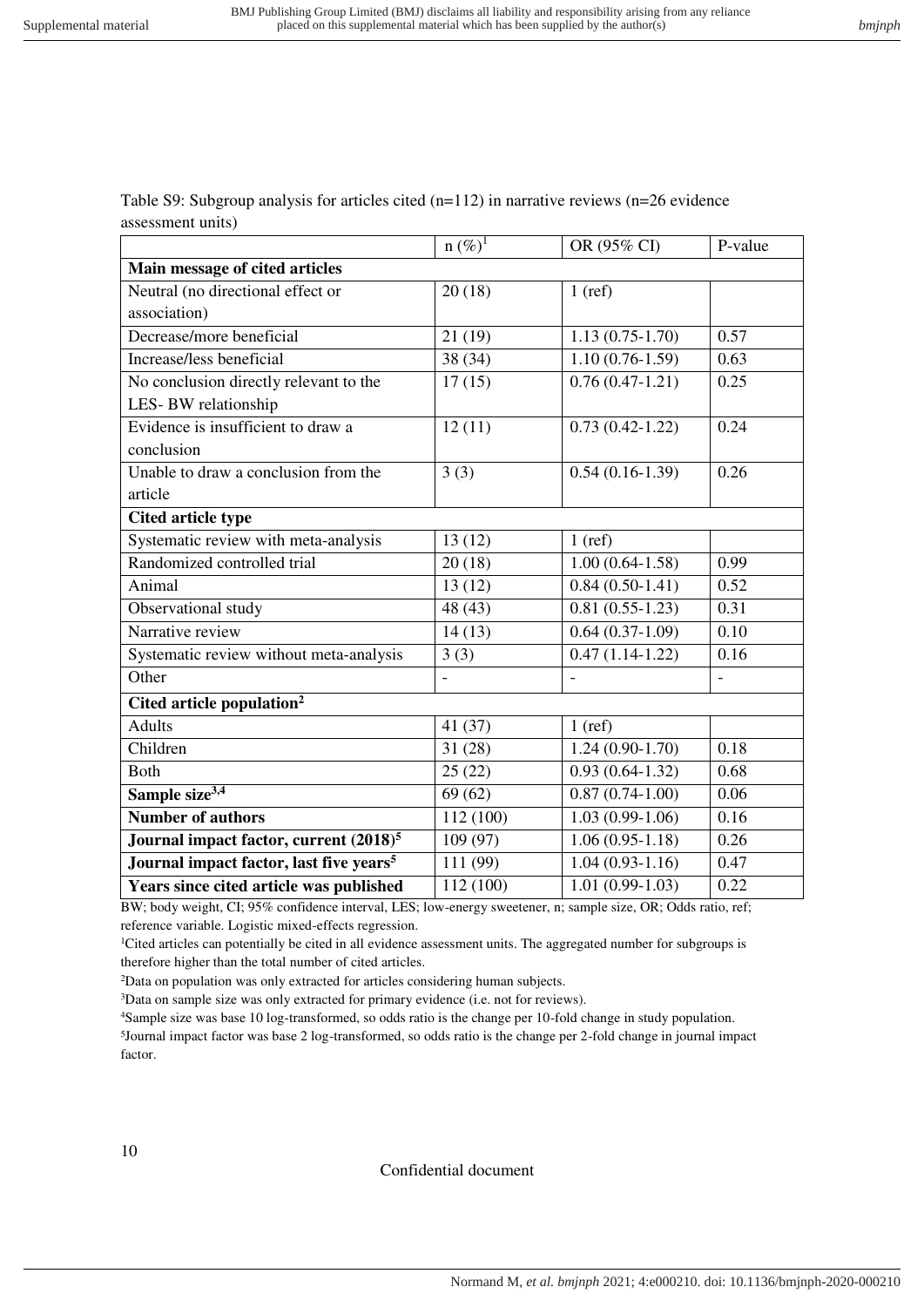Table S9: Subgroup analysis for articles cited (n=112) in narrative reviews (n=26 evidence assessment units)

| | n (%)[1] | OR (95% CI) | P-value |
|---|---|---|---|
| **Main message of cited articles** | | | |
| Neutral (no directional effect or association) | 20 (18) | 1 (ref) | |
| Decrease/more beneficial | 21 (19) | 1.13 (0.75-1.70) | 0.57 |
| Increase/less beneficial | 38 (34) | 1.10 (0.76-1.59) | 0.63 |
| No conclusion directly relevant to the LES- BW relationship | 17 (15) | 0.76 (0.47-1.21) | 0.25 |
| Evidence is insufficient to draw a conclusion | 12 (11) | 0.73 (0.42-1.22) | 0.24 |
| Unable to draw a conclusion from the article | 3 (3) | 0.54 (0.16-1.39) | 0.26 |
| **Cited article type** | | | |
| Systematic review with meta-analysis | 13 (12) | 1 (ref) | |
| Randomized controlled trial | 20 (18) | 1.00 (0.64-1.58) | 0.99 |
| Animal | 13 (12) | 0.84 (0.50-1.41) | 0.52 |
| Observational study | 48 (43) | 0.81 (0.55-1.23) | 0.31 |
| Narrative review | 14 (13) | 0.64 (0.37-1.09) | 0.10 |
| Systematic review without meta-analysis | 3 (3) | 0.47 (1.14-1.22) | 0.16 |
| Other | - | - | - |
| **Cited article population[2]** | | | |
| Adults | 41 (37) | 1 (ref) | |
| Children | 31 (28) | 1.24 (0.90-1.70) | 0.18 |
| Both | 25 (22) | 0.93 (0.64-1.32) | 0.68 |
| **Sample size[3,4]** | 69 (62) | 0.87 (0.74-1.00) | 0.06 |
| **Number of authors** | 112 (100) | 1.03 (0.99-1.06) | 0.16 |
| **Journal impact factor, current (2018)[5]** | 109 (97) | 1.06 (0.95-1.18) | 0.26 |
| **Journal impact factor, last five years[5]** | 111 (99) | 1.04 (0.93-1.16) | 0.47 |
| **Years since cited article was published** | 112 (100) | 1.01 (0.99-1.03) | 0.22 |

BW; body weight, CI; 95% confidence interval, LES; low-energy sweetener, n; sample size, OR; Odds ratio, ref; reference variable. Logistic mixed-effects regression.

[1]Cited articles can potentially be cited in all evidence assessment units. The aggregated number for subgroups is therefore higher than the total number of cited articles.

[2]Data on population was only extracted for articles considering human subjects.

[3]Data on sample size was only extracted for primary evidence (i.e. not for reviews).

[4]Sample size was base 10 log-transformed, so odds ratio is the change per 10-fold change in study population.

[5]Journal impact factor was base 2 log-transformed, so odds ratio is the change per 2-fold change in journal impact factor.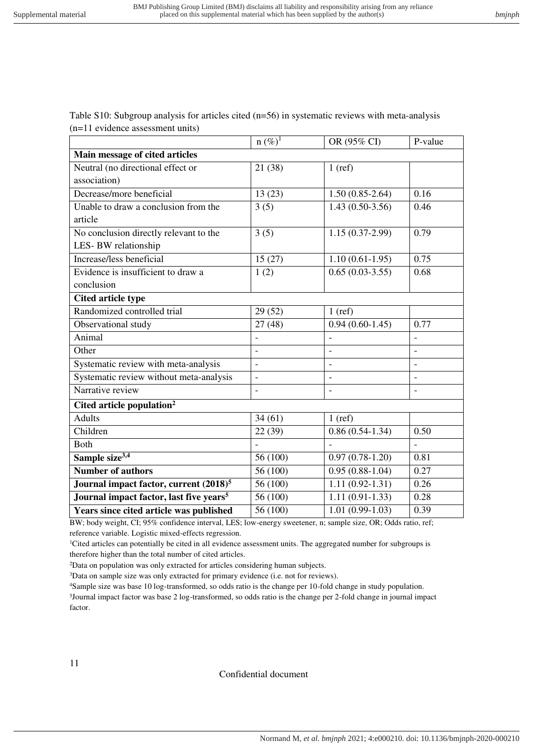Table S10: Subgroup analysis for articles cited (n=56) in systematic reviews with meta-analysis (n=11 evidence assessment units)

| | n (%)[1] | OR (95% CI) | P-value |
|---|---|---|---|
| **Main message of cited articles** | | | |
| Neutral (no directional effect or association) | 21 (38) | 1 (ref) | |
| Decrease/more beneficial | 13 (23) | 1.50 (0.85-2.64) | 0.16 |
| Unable to draw a conclusion from the article | 3 (5) | 1.43 (0.50-3.56) | 0.46 |
| No conclusion directly relevant to the LES- BW relationship | 3 (5) | 1.15 (0.37-2.99) | 0.79 |
| Increase/less beneficial | 15 (27) | 1.10 (0.61-1.95) | 0.75 |
| Evidence is insufficient to draw a conclusion | 1 (2) | 0.65 (0.03-3.55) | 0.68 |
| **Cited article type** | | | |
| Randomized controlled trial | 29 (52) | 1 (ref) | |
| Observational study | 27 (48) | 0.94 (0.60-1.45) | 0.77 |
| Animal | - | - | - |
| Other | - | - | - |
| Systematic review with meta-analysis | - | - | - |
| Systematic review without meta-analysis | - | - | - |
| Narrative review | - | - | - |
| **Cited article population[2]** | | | |
| Adults | 34 (61) | 1 (ref) | |
| Children | 22 (39) | 0.86 (0.54-1.34) | 0.50 |
| Both | - | - | - |
| **Sample size[3,4]** | 56 (100) | 0.97 (0.78-1.20) | 0.81 |
| **Number of authors** | 56 (100) | 0.95 (0.88-1.04) | 0.27 |
| **Journal impact factor, current (2018)[5]** | 56 (100) | 1.11 (0.92-1.31) | 0.26 |
| **Journal impact factor, last five years[5]** | 56 (100) | 1.11 (0.91-1.33) | 0.28 |
| **Years since cited article was published** | 56 (100) | 1.01 (0.99-1.03) | 0.39 |

BW; body weight, CI; 95% confidence interval, LES; low-energy sweetener, n; sample size, OR; Odds ratio, ref; reference variable. Logistic mixed-effects regression.

[1]Cited articles can potentially be cited in all evidence assessment units. The aggregated number for subgroups is therefore higher than the total number of cited articles.

[2]Data on population was only extracted for articles considering human subjects.

[3]Data on sample size was only extracted for primary evidence (i.e. not for reviews).

[4]Sample size was base 10 log-transformed, so odds ratio is the change per 10-fold change in study population.

[5]Journal impact factor was base 2 log-transformed, so odds ratio is the change per 2-fold change in journal impact factor.

Confidential document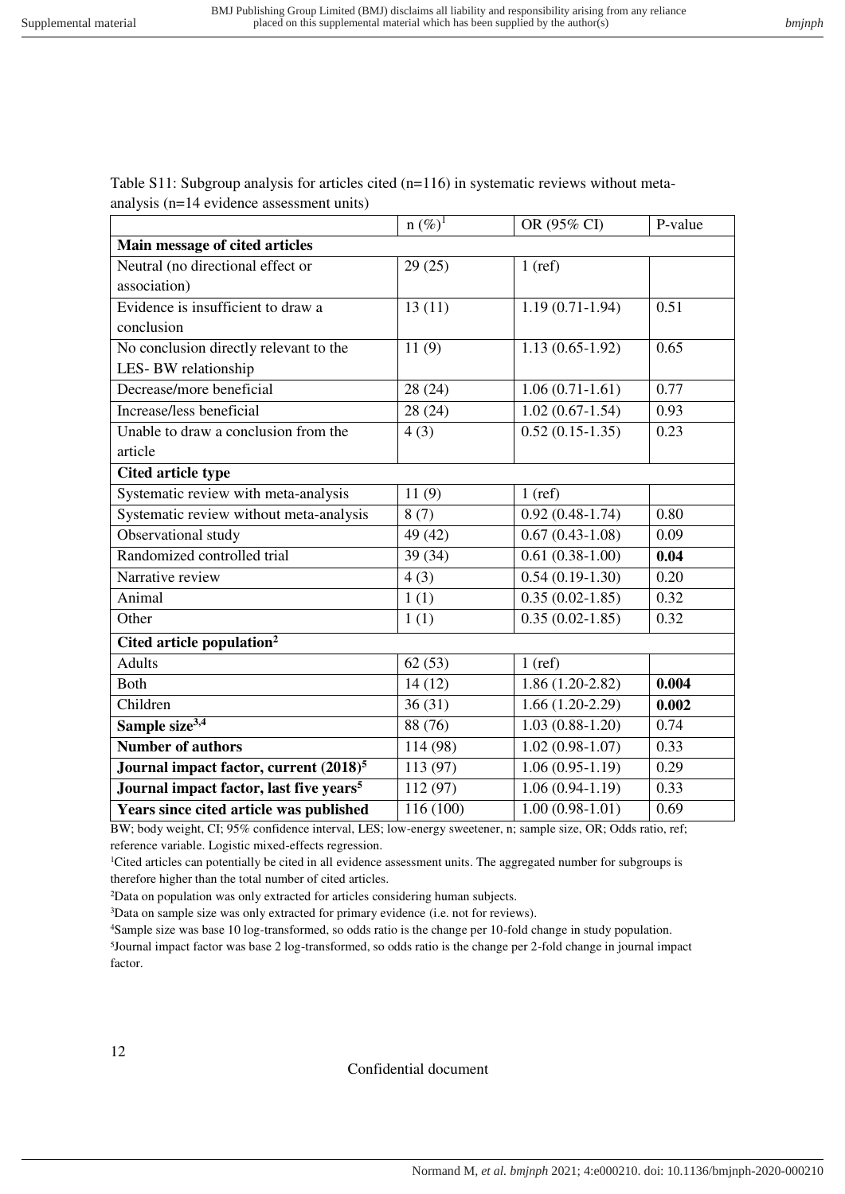Table S11: Subgroup analysis for articles cited (n=116) in systematic reviews without meta-analysis (n=14 evidence assessment units)

| | n (%)[1] | OR (95% CI) | P-value |
|---|---|---|---|
| **Main message of cited articles** | | | |
| Neutral (no directional effect or association) | 29 (25) | 1 (ref) | |
| Evidence is insufficient to draw a conclusion | 13 (11) | 1.19 (0.71-1.94) | 0.51 |
| No conclusion directly relevant to the LES- BW relationship | 11 (9) | 1.13 (0.65-1.92) | 0.65 |
| Decrease/more beneficial | 28 (24) | 1.06 (0.71-1.61) | 0.77 |
| Increase/less beneficial | 28 (24) | 1.02 (0.67-1.54) | 0.93 |
| Unable to draw a conclusion from the article | 4 (3) | 0.52 (0.15-1.35) | 0.23 |
| **Cited article type** | | | |
| Systematic review with meta-analysis | 11 (9) | 1 (ref) | |
| Systematic review without meta-analysis | 8 (7) | 0.92 (0.48-1.74) | 0.80 |
| Observational study | 49 (42) | 0.67 (0.43-1.08) | 0.09 |
| Randomized controlled trial | 39 (34) | 0.61 (0.38-1.00) | **0.04** |
| Narrative review | 4 (3) | 0.54 (0.19-1.30) | 0.20 |
| Animal | 1 (1) | 0.35 (0.02-1.85) | 0.32 |
| Other | 1 (1) | 0.35 (0.02-1.85) | 0.32 |
| **Cited article population[2]** | | | |
| Adults | 62 (53) | 1 (ref) | |
| Both | 14 (12) | 1.86 (1.20-2.82) | **0.004** |
| Children | 36 (31) | 1.66 (1.20-2.29) | **0.002** |
| **Sample size[3,4]** | 88 (76) | 1.03 (0.88-1.20) | 0.74 |
| **Number of authors** | 114 (98) | 1.02 (0.98-1.07) | 0.33 |
| **Journal impact factor, current (2018)[5]** | 113 (97) | 1.06 (0.95-1.19) | 0.29 |
| **Journal impact factor, last five years[5]** | 112 (97) | 1.06 (0.94-1.19) | 0.33 |
| **Years since cited article was published** | 116 (100) | 1.00 (0.98-1.01) | 0.69 |

BW; body weight, CI; 95% confidence interval, LES; low-energy sweetener, n; sample size, OR; Odds ratio, ref; reference variable. Logistic mixed-effects regression.

[1]Cited articles can potentially be cited in all evidence assessment units. The aggregated number for subgroups is therefore higher than the total number of cited articles.

[2]Data on population was only extracted for articles considering human subjects.

[3]Data on sample size was only extracted for primary evidence (i.e. not for reviews).

[4]Sample size was base 10 log-transformed, so odds ratio is the change per 10-fold change in study population.

[5]Journal impact factor was base 2 log-transformed, so odds ratio is the change per 2-fold change in journal impact factor.

Confidential document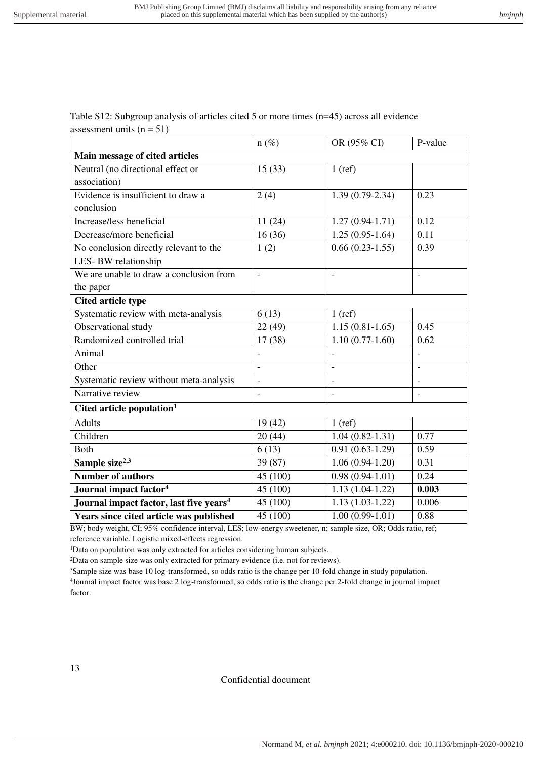Table S12: Subgroup analysis of articles cited 5 or more times (n=45) across all evidence assessment units (n = 51)

| | n (%) | OR (95% CI) | P-value |
|---|---|---|---|
| **Main message of cited articles** | | | |
| Neutral (no directional effect or association) | 15 (33) | 1 (ref) | |
| Evidence is insufficient to draw a conclusion | 2 (4) | 1.39 (0.79-2.34) | 0.23 |
| Increase/less beneficial | 11 (24) | 1.27 (0.94-1.71) | 0.12 |
| Decrease/more beneficial | 16 (36) | 1.25 (0.95-1.64) | 0.11 |
| No conclusion directly relevant to the LES- BW relationship | 1 (2) | 0.66 (0.23-1.55) | 0.39 |
| We are unable to draw a conclusion from the paper | - | - | - |
| **Cited article type** | | | |
| Systematic review with meta-analysis | 6 (13) | 1 (ref) | |
| Observational study | 22 (49) | 1.15 (0.81-1.65) | 0.45 |
| Randomized controlled trial | 17 (38) | 1.10 (0.77-1.60) | 0.62 |
| Animal | - | - | - |
| Other | - | - | - |
| Systematic review without meta-analysis | - | - | - |
| Narrative review | - | - | - |
| **Cited article population[1]** | | | |
| Adults | 19 (42) | 1 (ref) | |
| Children | 20 (44) | 1.04 (0.82-1.31) | 0.77 |
| Both | 6 (13) | 0.91 (0.63-1.29) | 0.59 |
| **Sample size[2,3]** | 39 (87) | 1.06 (0.94-1.20) | 0.31 |
| **Number of authors** | 45 (100) | 0.98 (0.94-1.01) | 0.24 |
| **Journal impact factor[4]** | 45 (100) | 1.13 (1.04-1.22) | **0.003** |
| **Journal impact factor, last five years[4]** | 45 (100) | 1.13 (1.03-1.22) | 0.006 |
| **Years since cited article was published** | 45 (100) | 1.00 (0.99-1.01) | 0.88 |

BW; body weight, CI; 95% confidence interval, LES; low-energy sweetener, n; sample size, OR; Odds ratio, ref; reference variable. Logistic mixed-effects regression.

[1]Data on population was only extracted for articles considering human subjects.

[2]Data on sample size was only extracted for primary evidence (i.e. not for reviews).

[3]Sample size was base 10 log-transformed, so odds ratio is the change per 10-fold change in study population.

[4]Journal impact factor was base 2 log-transformed, so odds ratio is the change per 2-fold change in journal impact factor.